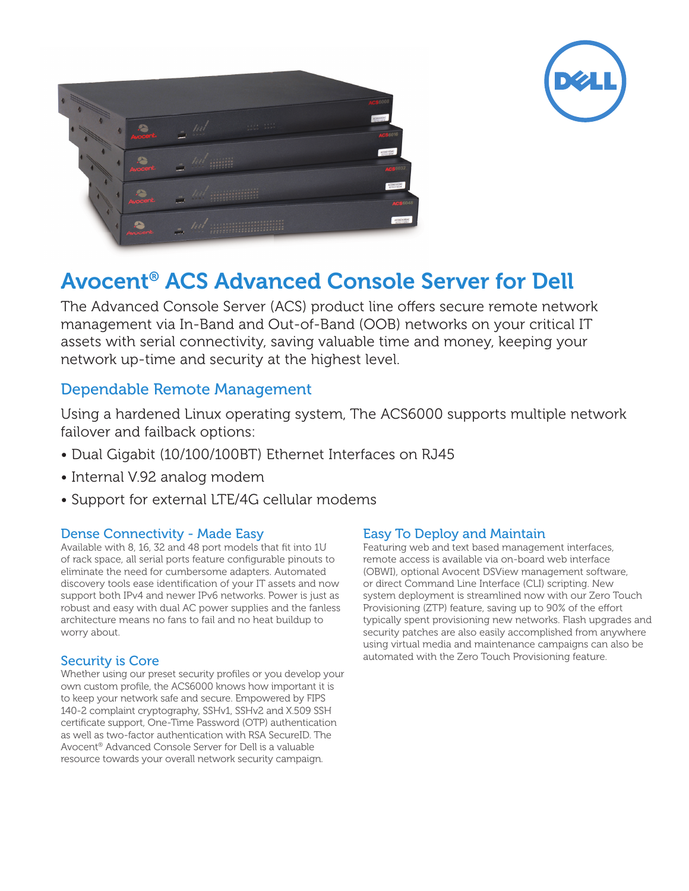# Avocent® ACS Advanced Console Server for Dell

The Advanced Console Server (ACS) product line offers secure remote network management via In-Band and Out-of-Band (OOB) networks on your critical IT assets with serial connectivity, saving valuable time and money, keeping your network up-time and security at the highest level.

## Dependable Remote Management

Using a hardened Linux operating system, The ACS6000 supports multiple network failover and failback options:

- Dual Gigabit (10/100/100BT) Ethernet Interfaces on RJ45
- Internal V.92 analog modem
- Support for external LTE/4G cellular modems

### Dense Connectivity - Made Easy

Available with 8, 16, 32 and 48 port models that fit into 1U of rack space, all serial ports feature configurable pinouts to eliminate the need for cumbersome adapters. Automated discovery tools ease identification of your IT assets and now support both IPv4 and newer IPv6 networks. Power is just as robust and easy with dual AC power supplies and the fanless architecture means no fans to fail and no heat buildup to worry about.

### Security is Core

Whether using our preset security profiles or you develop your own custom profile, the ACS6000 knows how important it is to keep your network safe and secure. Empowered by FIPS 140-2 complaint cryptography, SSHv1, SSHv2 and X.509 SSH certificate support, One-Time Password (OTP) authentication as well as two-factor authentication with RSA SecureID. The Avocent® Advanced Console Server for Dell is a valuable resource towards your overall network security campaign.

### Easy To Deploy and Maintain

Featuring web and text based management interfaces, remote access is available via on-board web interface (OBWI), optional Avocent DSView management software, or direct Command Line Interface (CLI) scripting. New system deployment is streamlined now with our Zero Touch Provisioning (ZTP) feature, saving up to 90% of the effort typically spent provisioning new networks. Flash upgrades and security patches are also easily accomplished from anywhere using virtual media and maintenance campaigns can also be automated with the Zero Touch Provisioning feature.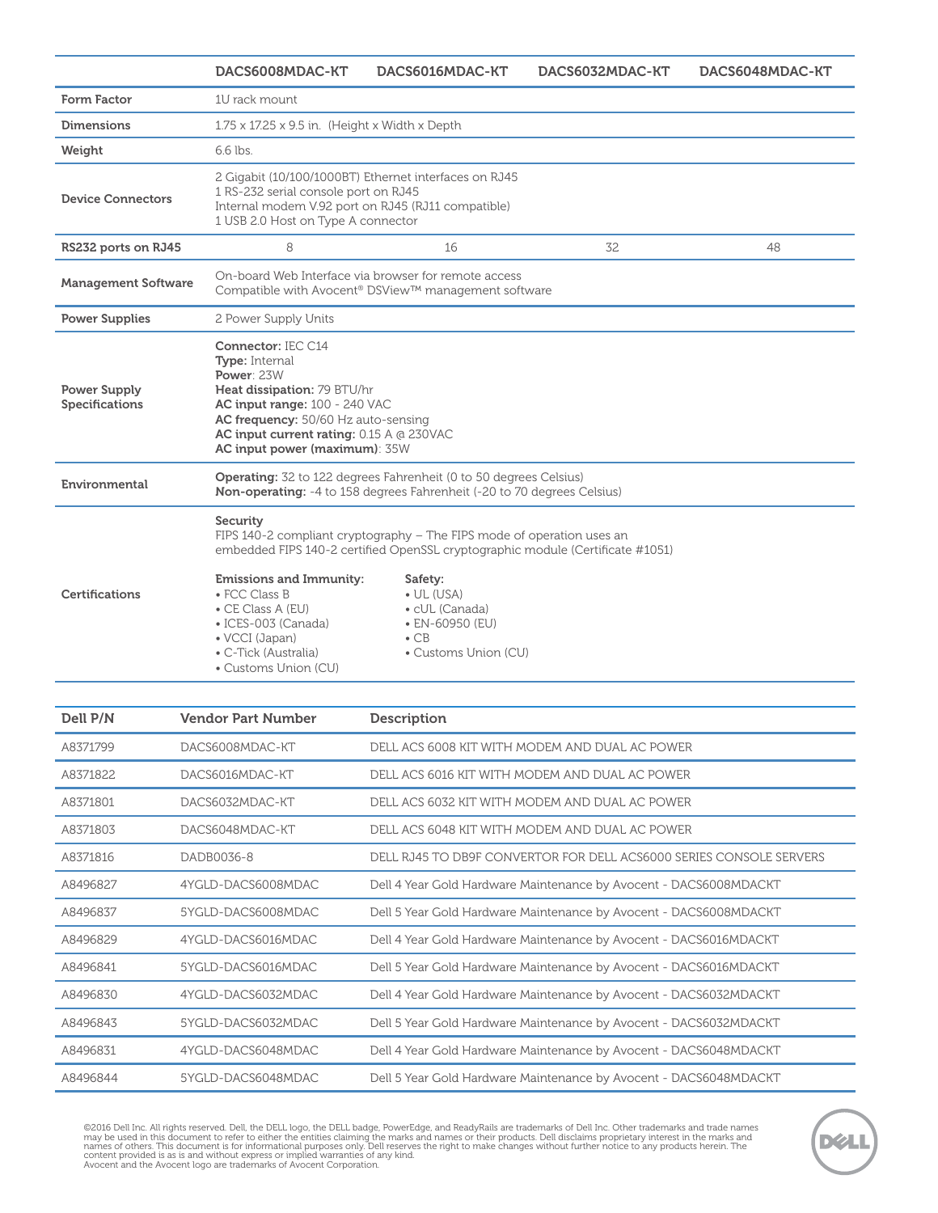| | DACS6008MDAC-KT | DACS6016MDAC-KT | DACS6032MDAC-KT | DACS6048MDAC-KT |
|---|---|---|---|---|
| **Form Factor** | 1U rack mount | | | |
| **Dimensions** | 1.75 x 17.25 x 9.5 in. (Height x Width x Depth | | | |
| **Weight** | 6.6 lbs. | | | |
| **Device Connectors** | 2 Gigabit (10/100/1000BT) Ethernet interfaces on RJ45<br>1 RS-232 serial console port on RJ45<br>Internal modem V.92 port on RJ45 (RJ11 compatible)<br>1 USB 2.0 Host on Type A connector | | | |
| **RS232 ports on RJ45** | 8 | 16 | 32 | 48 |
| **Management Software** | On-board Web Interface via browser for remote access<br>Compatible with Avocent® DSView™ management software | | | |
| **Power Supplies** | 2 Power Supply Units | | | |
| **Power Supply Specifications** | **Connector:** IEC C14<br>**Type:** Internal<br>**Power**: 23W<br>**Heat dissipation:** 79 BTU/hr<br>**AC input range:** 100 - 240 VAC<br>**AC frequency:** 50/60 Hz auto-sensing<br>**AC input current rating:** 0.15 A @ 230VAC<br>**AC input power (maximum)**: 35W | | | |
| **Environmental** | **Operating:** 32 to 122 degrees Fahrenheit (0 to 50 degrees Celsius)<br>**Non-operating:** -4 to 158 degrees Fahrenheit (-20 to 70 degrees Celsius) | | | |
| **Certifications** | **Security**<br>FIPS 140-2 compliant cryptography – The FIPS mode of operation uses an embedded FIPS 140-2 certified OpenSSL cryptographic module (Certificate #1051)<br><br>**Emissions and Immunity:**<br>• FCC Class B<br>• CE Class A (EU)<br>• ICES-003 (Canada)<br>• VCCI (Japan)<br>• C-Tick (Australia)<br>• Customs Union (CU)<br><br>**Safety:**<br>• UL (USA)<br>• cUL (Canada)<br>• EN-60950 (EU)<br>• CB<br>• Customs Union (CU) | | | |

| Dell P/N | Vendor Part Number | Description |
|---|---|---|
| A8371799 | DACS6008MDAC-KT | DELL ACS 6008 KIT WITH MODEM AND DUAL AC POWER |
| A8371822 | DACS6016MDAC-KT | DELL ACS 6016 KIT WITH MODEM AND DUAL AC POWER |
| A8371801 | DACS6032MDAC-KT | DELL ACS 6032 KIT WITH MODEM AND DUAL AC POWER |
| A8371803 | DACS6048MDAC-KT | DELL ACS 6048 KIT WITH MODEM AND DUAL AC POWER |
| A8371816 | DADB0036-8 | DELL RJ45 TO DB9F CONVERTOR FOR DELL ACS6000 SERIES CONSOLE SERVERS |
| A8496827 | 4YGLD-DACS6008MDAC | Dell 4 Year Gold Hardware Maintenance by Avocent - DACS6008MDACKT |
| A8496837 | 5YGLD-DACS6008MDAC | Dell 5 Year Gold Hardware Maintenance by Avocent - DACS6008MDACKT |
| A8496829 | 4YGLD-DACS6016MDAC | Dell 4 Year Gold Hardware Maintenance by Avocent - DACS6016MDACKT |
| A8496841 | 5YGLD-DACS6016MDAC | Dell 5 Year Gold Hardware Maintenance by Avocent - DACS6016MDACKT |
| A8496830 | 4YGLD-DACS6032MDAC | Dell 4 Year Gold Hardware Maintenance by Avocent - DACS6032MDACKT |
| A8496843 | 5YGLD-DACS6032MDAC | Dell 5 Year Gold Hardware Maintenance by Avocent - DACS6032MDACKT |
| A8496831 | 4YGLD-DACS6048MDAC | Dell 4 Year Gold Hardware Maintenance by Avocent - DACS6048MDACKT |
| A8496844 | 5YGLD-DACS6048MDAC | Dell 5 Year Gold Hardware Maintenance by Avocent - DACS6048MDACKT |

©2016 Dell Inc. All rights reserved. Dell, the DELL logo, the DELL badge, PowerEdge, and ReadyRails are trademarks of Dell Inc. Other trademarks and trade names may be used in this document to refer to either the entities claiming the marks and names or their products. Dell disclaims proprietary interest in the marks and names of others. This document is for informational purposes only. Dell reserves the right to make changes without further notice to any products herein. The content provided is as is and without express or implied warranties of any kind.
Avocent and the Avocent logo are trademarks of Avocent Corporation.